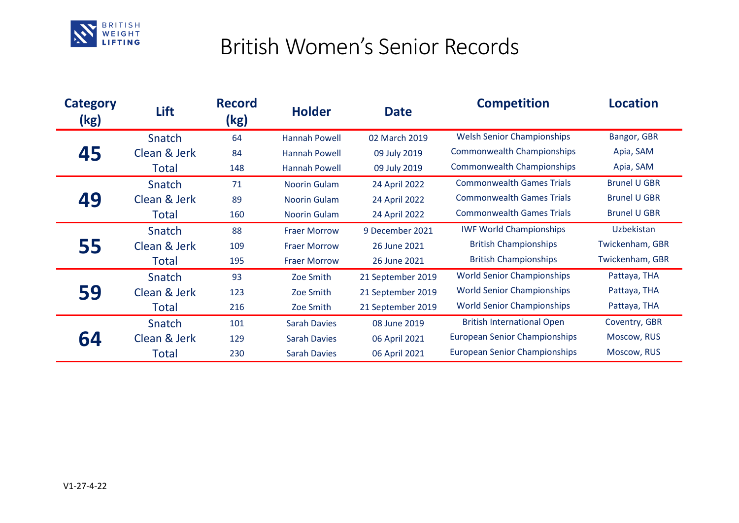BRITISH WEIGHT LIFTING

# British Women's Senior Records

| Category (kg) | Lift | Record (kg) | Holder | Date | Competition | Location |
|---|---|---|---|---|---|---|
| 45 | Snatch | 64 | Hannah Powell | 02 March 2019 | Welsh Senior Championships | Bangor, GBR |
| | Clean & Jerk | 84 | Hannah Powell | 09 July 2019 | Commonwealth Championships | Apia, SAM |
| | Total | 148 | Hannah Powell | 09 July 2019 | Commonwealth Championships | Apia, SAM |
| 49 | Snatch | 71 | Noorin Gulam | 24 April 2022 | Commonwealth Games Trials | Brunel U GBR |
| | Clean & Jerk | 89 | Noorin Gulam | 24 April 2022 | Commonwealth Games Trials | Brunel U GBR |
| | Total | 160 | Noorin Gulam | 24 April 2022 | Commonwealth Games Trials | Brunel U GBR |
| 55 | Snatch | 88 | Fraer Morrow | 9 December 2021 | IWF World Championships | Uzbekistan |
| | Clean & Jerk | 109 | Fraer Morrow | 26 June 2021 | British Championships | Twickenham, GBR |
| | Total | 195 | Fraer Morrow | 26 June 2021 | British Championships | Twickenham, GBR |
| 59 | Snatch | 93 | Zoe Smith | 21 September 2019 | World Senior Championships | Pattaya, THA |
| | Clean & Jerk | 123 | Zoe Smith | 21 September 2019 | World Senior Championships | Pattaya, THA |
| | Total | 216 | Zoe Smith | 21 September 2019 | World Senior Championships | Pattaya, THA |
| 64 | Snatch | 101 | Sarah Davies | 08 June 2019 | British International Open | Coventry, GBR |
| | Clean & Jerk | 129 | Sarah Davies | 06 April 2021 | European Senior Championships | Moscow, RUS |
| | Total | 230 | Sarah Davies | 06 April 2021 | European Senior Championships | Moscow, RUS |

V1-27-4-22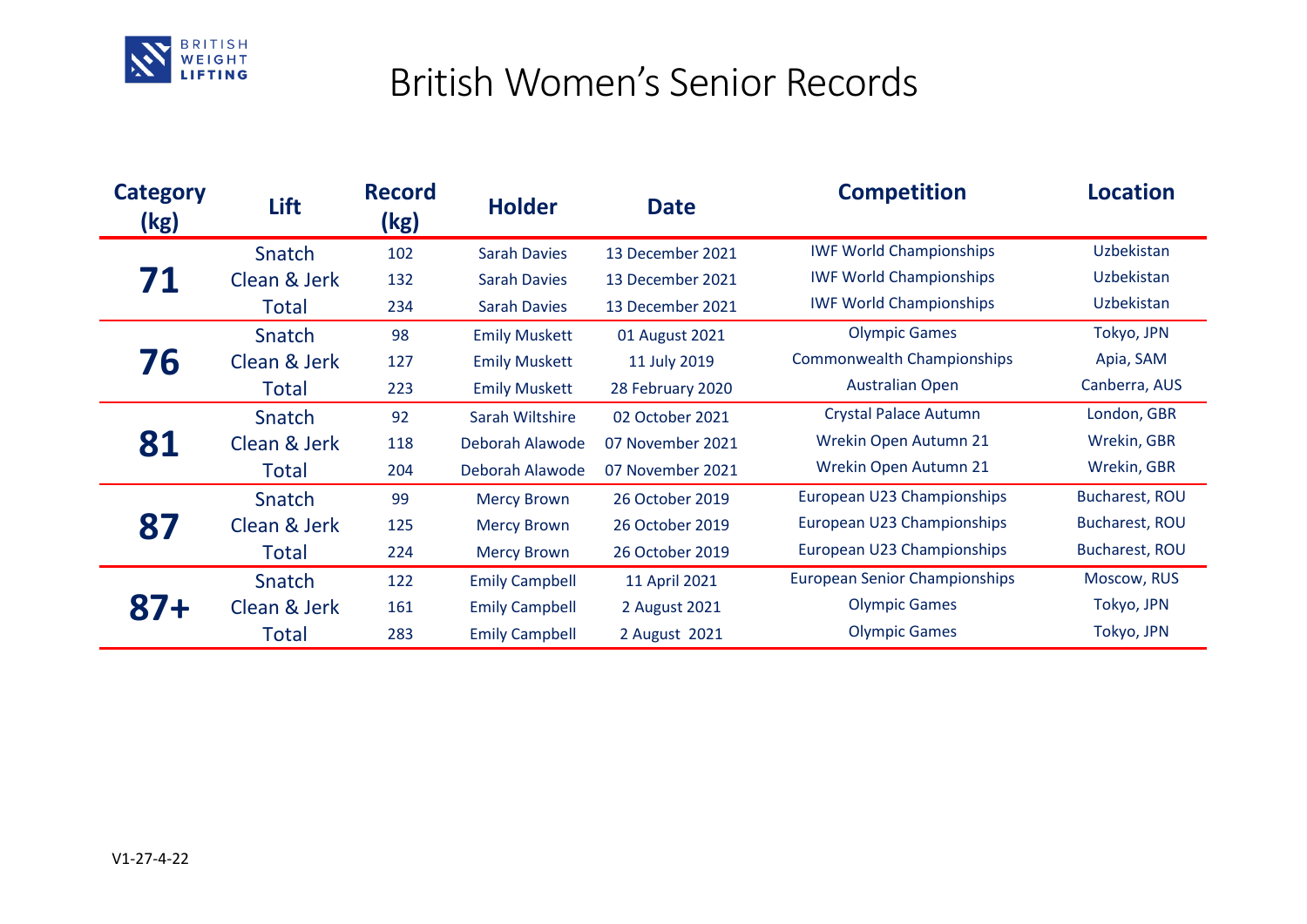# British Women's Senior Records

| Category (kg) | Lift | Record (kg) | Holder | Date | Competition | Location |
|---|---|---|---|---|---|---|
| 71 | Snatch | 102 | Sarah Davies | 13 December 2021 | IWF World Championships | Uzbekistan |
| | Clean & Jerk | 132 | Sarah Davies | 13 December 2021 | IWF World Championships | Uzbekistan |
| | Total | 234 | Sarah Davies | 13 December 2021 | IWF World Championships | Uzbekistan |
| 76 | Snatch | 98 | Emily Muskett | 01 August 2021 | Olympic Games | Tokyo, JPN |
| | Clean & Jerk | 127 | Emily Muskett | 11 July 2019 | Commonwealth Championships | Apia, SAM |
| | Total | 223 | Emily Muskett | 28 February 2020 | Australian Open | Canberra, AUS |
| 81 | Snatch | 92 | Sarah Wiltshire | 02 October 2021 | Crystal Palace Autumn | London, GBR |
| | Clean & Jerk | 118 | Deborah Alawode | 07 November 2021 | Wrekin Open Autumn 21 | Wrekin, GBR |
| | Total | 204 | Deborah Alawode | 07 November 2021 | Wrekin Open Autumn 21 | Wrekin, GBR |
| 87 | Snatch | 99 | Mercy Brown | 26 October 2019 | European U23 Championships | Bucharest, ROU |
| | Clean & Jerk | 125 | Mercy Brown | 26 October 2019 | European U23 Championships | Bucharest, ROU |
| | Total | 224 | Mercy Brown | 26 October 2019 | European U23 Championships | Bucharest, ROU |
| 87+ | Snatch | 122 | Emily Campbell | 11 April 2021 | European Senior Championships | Moscow, RUS |
| | Clean & Jerk | 161 | Emily Campbell | 2 August 2021 | Olympic Games | Tokyo, JPN |
| | Total | 283 | Emily Campbell | 2 August 2021 | Olympic Games | Tokyo, JPN |

V1-27-4-22